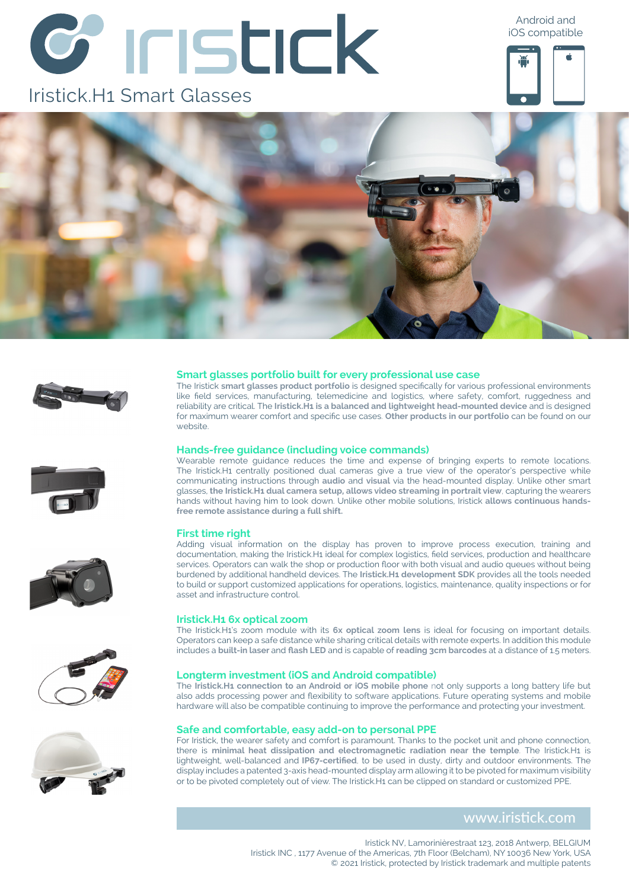# iristick

## Iristick.H1 Smart Glasses

Android and iOS compatible

### Smart glasses portfolio built for every professional use case

The Iristick **smart glasses product portfolio** is designed specifically for various professional environments like field services, manufacturing, telemedicine and logistics, where safety, comfort, ruggedness and reliability are critical. The **Iristick.H1 is a balanced and lightweight head-mounted device** and is designed for maximum wearer comfort and specific use cases. **Other products in our portfolio** can be found on our website.

### Hands-free guidance (including voice commands)

Wearable remote guidance reduces the time and expense of bringing experts to remote locations. The Iristick.H1 centrally positioned dual cameras give a true view of the operator's perspective while communicating instructions through **audio** and **visual** via the head-mounted display. Unlike other smart glasses, **the Iristick.H1 dual camera setup, allows video streaming in portrait view**, capturing the wearers hands without having him to look down. Unlike other mobile solutions, Iristick **allows continuous hands-free remote assistance during a full shift.**

### First time right

Adding visual information on the display has proven to improve process execution, training and documentation, making the Iristick.H1 ideal for complex logistics, field services, production and healthcare services. Operators can walk the shop or production floor with both visual and audio queues without being burdened by additional handheld devices. The **Iristick.H1 development SDK** provides all the tools needed to build or support customized applications for operations, logistics, maintenance, quality inspections or for asset and infrastructure control.

### Iristick.H1 6x optical zoom

The Iristick.H1's zoom module with its **6x optical zoom lens** is ideal for focusing on important details. Operators can keep a safe distance while sharing critical details with remote experts. In addition this module includes a **built-in laser** and **flash LED** and is capable of **reading 3cm barcodes** at a distance of 1.5 meters.

### Longterm investment (iOS and Android compatible)

The **Iristick.H1 connection to an Android or iOS mobile phone** not only supports a long battery life but also adds processing power and flexibility to software applications. Future operating systems and mobile hardware will also be compatible continuing to improve the performance and protecting your investment.

### Safe and comfortable, easy add-on to personal PPE

For Iristick, the wearer safety and comfort is paramount. Thanks to the pocket unit and phone connection, there is **minimal heat dissipation and electromagnetic radiation near the temple**. The Iristick.H1 is lightweight, well-balanced and **IP67-certified**, to be used in dusty, dirty and outdoor environments. The display includes a patented 3-axis head-mounted display arm allowing it to be pivoted for maximum visibility or to be pivoted completely out of view. The Iristick.H1 can be clipped on standard or customized PPE.

www.iristick.com

Iristick NV, Lamorinièrestraat 123, 2018 Antwerp, BELGIUM
Iristick INC , 1177 Avenue of the Americas, 7th Floor (Belcham), NY 10036 New York, USA
© 2021 Iristick, protected by Iristick trademark and multiple patents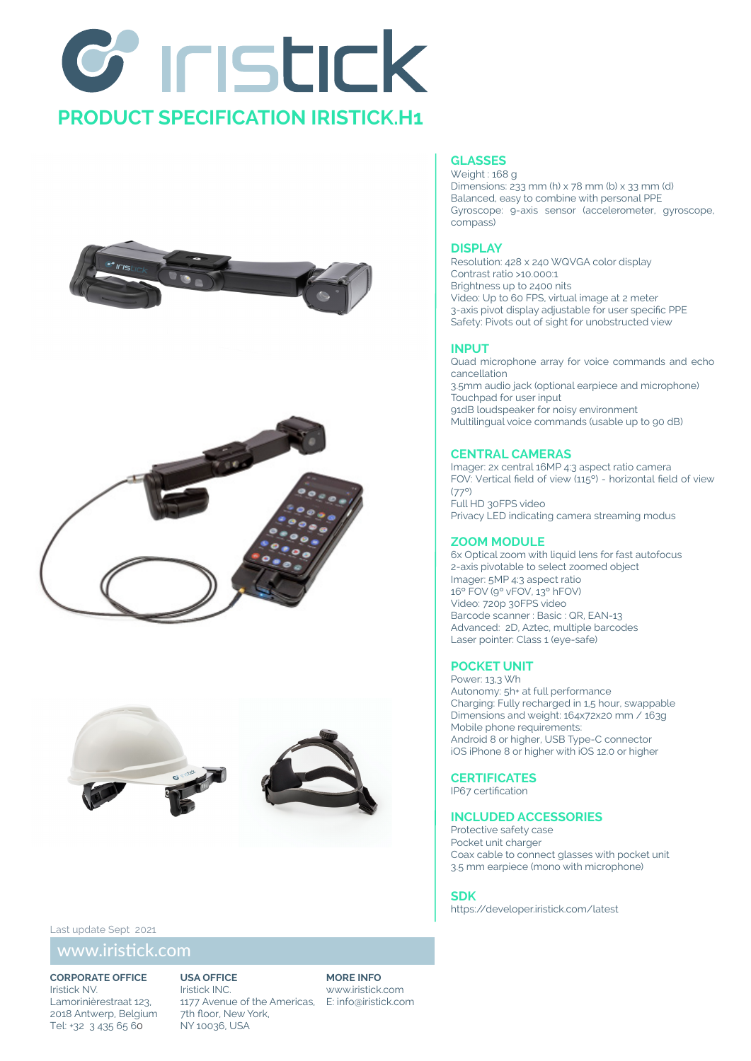# iristick

## PRODUCT SPECIFICATION IRISTICK.H1

### GLASSES

Weight : 168 g
Dimensions: 233 mm (h) x 78 mm (b) x 33 mm (d)
Balanced, easy to combine with personal PPE
Gyroscope: 9-axis sensor (accelerometer, gyroscope, compass)

### DISPLAY

Resolution: 428 x 240 WQVGA color display
Contrast ratio >10.000:1
Brightness up to 2400 nits
Video: Up to 60 FPS, virtual image at 2 meter
3-axis pivot display adjustable for user specific PPE
Safety: Pivots out of sight for unobstructed view

### INPUT

Quad microphone array for voice commands and echo cancellation
3.5mm audio jack (optional earpiece and microphone)
Touchpad for user input
91dB loudspeaker for noisy environment
Multilingual voice commands (usable up to 90 dB)

### CENTRAL CAMERAS

Imager: 2x central 16MP 4:3 aspect ratio camera
FOV: Vertical field of view (115°) - horizontal field of view (77°)
Full HD 30FPS video
Privacy LED indicating camera streaming modus

### ZOOM MODULE

6x Optical zoom with liquid lens for fast autofocus
2-axis pivotable to select zoomed object
Imager: 5MP 4:3 aspect ratio
16° FOV (9° vFOV, 13° hFOV)
Video: 720p 30FPS video
Barcode scanner : Basic : QR, EAN-13
Advanced: 2D, Aztec, multiple barcodes
Laser pointer: Class 1 (eye-safe)

### POCKET UNIT

Power: 13.3 Wh
Autonomy: 5h+ at full performance
Charging: Fully recharged in 1.5 hour, swappable
Dimensions and weight: 164x72x20 mm / 163g
Mobile phone requirements:
Android 8 or higher, USB Type-C connector
iOS iPhone 8 or higher with iOS 12.0 or higher

### CERTIFICATES

IP67 certification

### INCLUDED ACCESSORIES

Protective safety case
Pocket unit charger
Coax cable to connect glasses with pocket unit
3.5 mm earpiece (mono with microphone)

### SDK

https://developer.iristick.com/latest

Last update Sept 2021

www.iristick.com

**CORPORATE OFFICE**
Iristick NV.
Lamorinièrestraat 123,
2018 Antwerp, Belgium
Tel: +32 3 435 65 60

**USA OFFICE**
Iristick INC.
1177 Avenue of the Americas,
7th floor, New York,
NY 10036, USA

**MORE INFO**
www.iristick.com
E: info@iristick.com